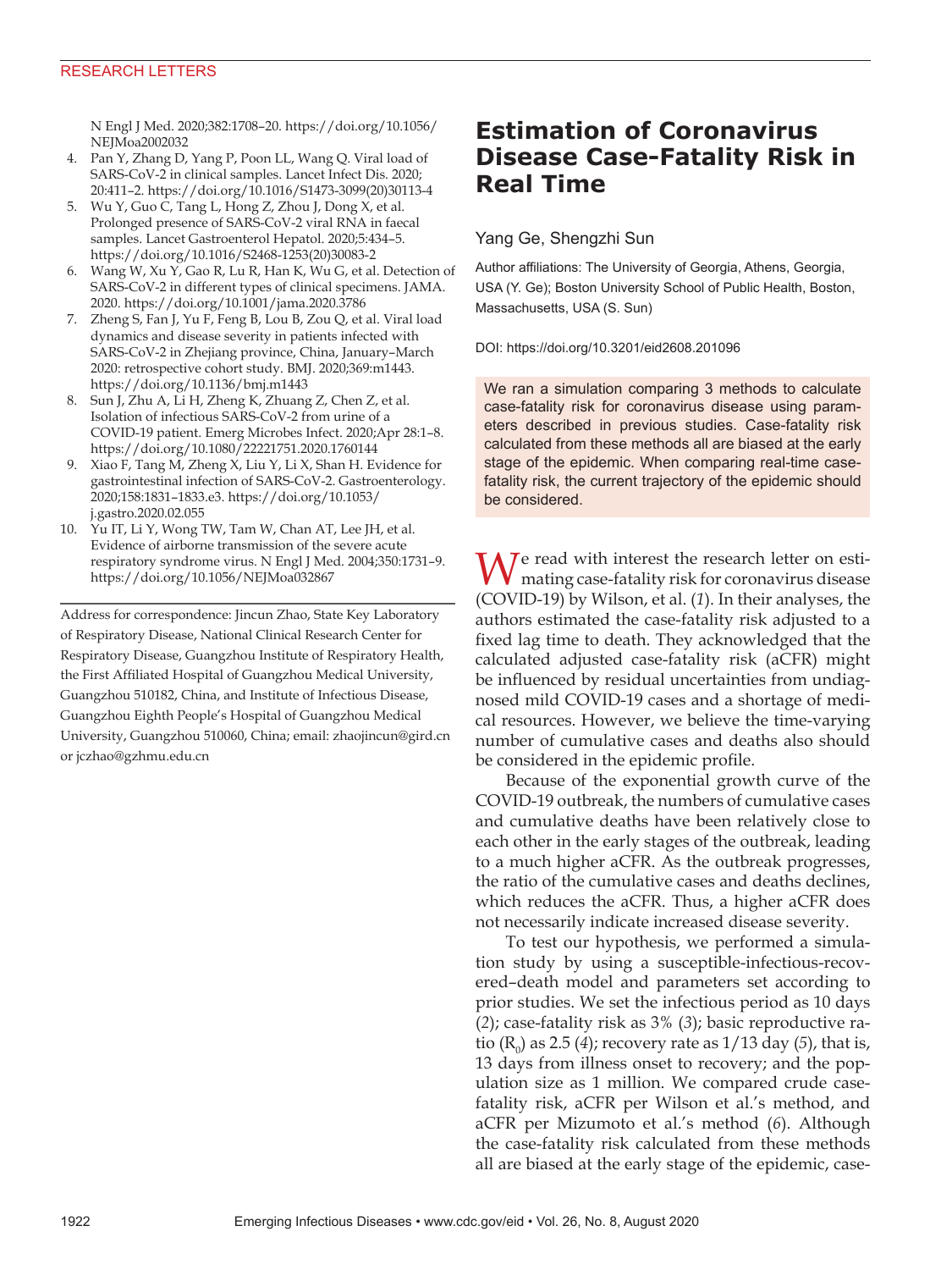N Engl J Med. 2020;382:1708–20. https://doi.org/10.1056/NEJMoa2002032

4. Pan Y, Zhang D, Yang P, Poon LL, Wang Q. Viral load of SARS-CoV-2 in clinical samples. Lancet Infect Dis. 2020; 20:411–2. https://doi.org/10.1016/S1473-3099(20)30113-4
5. Wu Y, Guo C, Tang L, Hong Z, Zhou J, Dong X, et al. Prolonged presence of SARS-CoV-2 viral RNA in faecal samples. Lancet Gastroenterol Hepatol. 2020;5:434–5. https://doi.org/10.1016/S2468-1253(20)30083-2
6. Wang W, Xu Y, Gao R, Lu R, Han K, Wu G, et al. Detection of SARS-CoV-2 in different types of clinical specimens. JAMA. 2020. https://doi.org/10.1001/jama.2020.3786
7. Zheng S, Fan J, Yu F, Feng B, Lou B, Zou Q, et al. Viral load dynamics and disease severity in patients infected with SARS-CoV-2 in Zhejiang province, China, January–March 2020: retrospective cohort study. BMJ. 2020;369:m1443. https://doi.org/10.1136/bmj.m1443
8. Sun J, Zhu A, Li H, Zheng K, Zhuang Z, Chen Z, et al. Isolation of infectious SARS-CoV-2 from urine of a COVID-19 patient. Emerg Microbes Infect. 2020;Apr 28:1–8. https://doi.org/10.1080/22221751.2020.1760144
9. Xiao F, Tang M, Zheng X, Liu Y, Li X, Shan H. Evidence for gastrointestinal infection of SARS-CoV-2. Gastroenterology. 2020;158:1831–1833.e3. https://doi.org/10.1053/j.gastro.2020.02.055
10. Yu IT, Li Y, Wong TW, Tam W, Chan AT, Lee JH, et al. Evidence of airborne transmission of the severe acute respiratory syndrome virus. N Engl J Med. 2004;350:1731–9. https://doi.org/10.1056/NEJMoa032867

Address for correspondence: Jincun Zhao, State Key Laboratory of Respiratory Disease, National Clinical Research Center for Respiratory Disease, Guangzhou Institute of Respiratory Health, the First Affiliated Hospital of Guangzhou Medical University, Guangzhou 510182, China, and Institute of Infectious Disease, Guangzhou Eighth People's Hospital of Guangzhou Medical University, Guangzhou 510060, China; email: zhaojincun@gird.cn or jczhao@gzhmu.edu.cn

# Estimation of Coronavirus Disease Case-Fatality Risk in Real Time

Yang Ge, Shengzhi Sun

Author affiliations: The University of Georgia, Athens, Georgia, USA (Y. Ge); Boston University School of Public Health, Boston, Massachusetts, USA (S. Sun)

DOI: https://doi.org/10.3201/eid2608.201096

> We ran a simulation comparing 3 methods to calculate case-fatality risk for coronavirus disease using parameters described in previous studies. Case-fatality risk calculated from these methods all are biased at the early stage of the epidemic. When comparing real-time case-fatality risk, the current trajectory of the epidemic should be considered.

We read with interest the research letter on estimating case-fatality risk for coronavirus disease (COVID-19) by Wilson, et al. (*1*). In their analyses, the authors estimated the case-fatality risk adjusted to a fixed lag time to death. They acknowledged that the calculated adjusted case-fatality risk (aCFR) might be influenced by residual uncertainties from undiagnosed mild COVID-19 cases and a shortage of medical resources. However, we believe the time-varying number of cumulative cases and deaths also should be considered in the epidemic profile.

Because of the exponential growth curve of the COVID-19 outbreak, the numbers of cumulative cases and cumulative deaths have been relatively close to each other in the early stages of the outbreak, leading to a much higher aCFR. As the outbreak progresses, the ratio of the cumulative cases and deaths declines, which reduces the aCFR. Thus, a higher aCFR does not necessarily indicate increased disease severity.

To test our hypothesis, we performed a simulation study by using a susceptible-infectious-recovered–death model and parameters set according to prior studies. We set the infectious period as 10 days (*2*); case-fatality risk as 3% (*3*); basic reproductive ratio ($R_0$) as 2.5 (*4*); recovery rate as 1/13 day (*5*), that is, 13 days from illness onset to recovery; and the population size as 1 million. We compared crude case-fatality risk, aCFR per Wilson et al.'s method, and aCFR per Mizumoto et al.'s method (*6*). Although the case-fatality risk calculated from these methods all are biased at the early stage of the epidemic, case-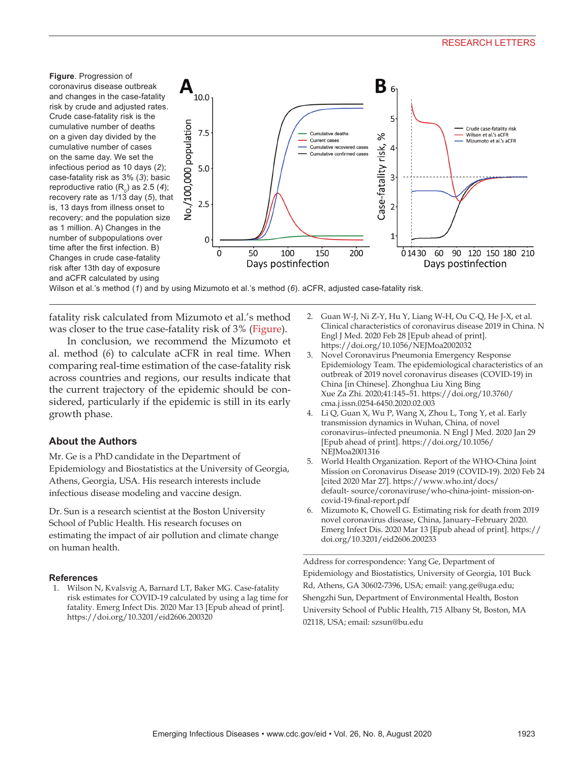A

10.0

7.5

5.0

2.5

0

No./100,000 population

0 50 100 150 200

Days postinfection

Cumulative deaths

Current cases

Cumulative recovered cases

Cumulative confirmed cases

B

6

5

4

3

2

1

Case-fatality risk, %

0 14 30 60 90 120 150 180 210

Days postinfection

Crude case-fatality risk

Wilson et al.'s aCFR

Mizumoto et al.'s aCFR

**Figure**. Progression of coronavirus disease outbreak and changes in the case-fatality risk by crude and adjusted rates. Crude case-fatality risk is the cumulative number of deaths on a given day divided by the cumulative number of cases on the same day. We set the infectious period as 10 days (*2*); case-fatality risk as 3% (*3*); basic reproductive ratio ($R_0$) as 2.5 (*4*); recovery rate as 1/13 day (*5*), that is, 13 days from illness onset to recovery; and the population size as 1 million. A) Changes in the number of subpopulations over time after the first infection. B) Changes in crude case-fatality risk after 13th day of exposure and aCFR calculated by using Wilson et al.'s method (*1*) and by using Mizumoto et al.'s method (*6*). aCFR, adjusted case-fatality risk.

fatality risk calculated from Mizumoto et al.'s method was closer to the true case-fatality risk of 3% (Figure).

In conclusion, we recommend the Mizumoto et al. method (*6*) to calculate aCFR in real time. When comparing real-time estimation of the case-fatality risk across countries and regions, our results indicate that the current trajectory of the epidemic should be considered, particularly if the epidemic is still in its early growth phase.

## About the Authors

Mr. Ge is a PhD candidate in the Department of Epidemiology and Biostatistics at the University of Georgia, Athens, Georgia, USA. His research interests include infectious disease modeling and vaccine design.

Dr. Sun is a research scientist at the Boston University School of Public Health. His research focuses on estimating the impact of air pollution and climate change on human health.

## References

1. Wilson N, Kvalsvig A, Barnard LT, Baker MG. Case-fatality risk estimates for COVID-19 calculated by using a lag time for fatality. Emerg Infect Dis. 2020 Mar 13 [Epub ahead of print]. https://doi.org/10.3201/eid2606.200320
2. Guan W-J, Ni Z-Y, Hu Y, Liang W-H, Ou C-Q, He J-X, et al. Clinical characteristics of coronavirus disease 2019 in China. N Engl J Med. 2020 Feb 28 [Epub ahead of print]. https://doi.org/10.1056/NEJMoa2002032
3. Novel Coronavirus Pneumonia Emergency Response Epidemiology Team. The epidemiological characteristics of an outbreak of 2019 novel coronavirus diseases (COVID-19) in China [in Chinese]. Zhonghua Liu Xing Bing Xue Za Zhi. 2020;41:145–51. https://doi.org/10.3760/cma.j.issn.0254-6450.2020.02.003
4. Li Q, Guan X, Wu P, Wang X, Zhou L, Tong Y, et al. Early transmission dynamics in Wuhan, China, of novel coronavirus–infected pneumonia. N Engl J Med. 2020 Jan 29 [Epub ahead of print]. https://doi.org/10.1056/NEJMoa2001316
5. World Health Organization. Report of the WHO-China Joint Mission on Coronavirus Disease 2019 (COVID-19). 2020 Feb 24 [cited 2020 Mar 27]. https://www.who.int/docs/default-source/coronaviruse/who-china-joint-mission-on-covid-19-final-report.pdf
6. Mizumoto K, Chowell G. Estimating risk for death from 2019 novel coronavirus disease, China, January–February 2020. Emerg Infect Dis. 2020 Mar 13 [Epub ahead of print]. https://doi.org/10.3201/eid2606.200233

Address for correspondence: Yang Ge, Department of Epidemiology and Biostatistics, University of Georgia, 101 Buck Rd, Athens, GA 30602-7396, USA; email: yang.ge@uga.edu; Shengzhi Sun, Department of Environmental Health, Boston University School of Public Health, 715 Albany St, Boston, MA 02118, USA; email: szsun@bu.edu